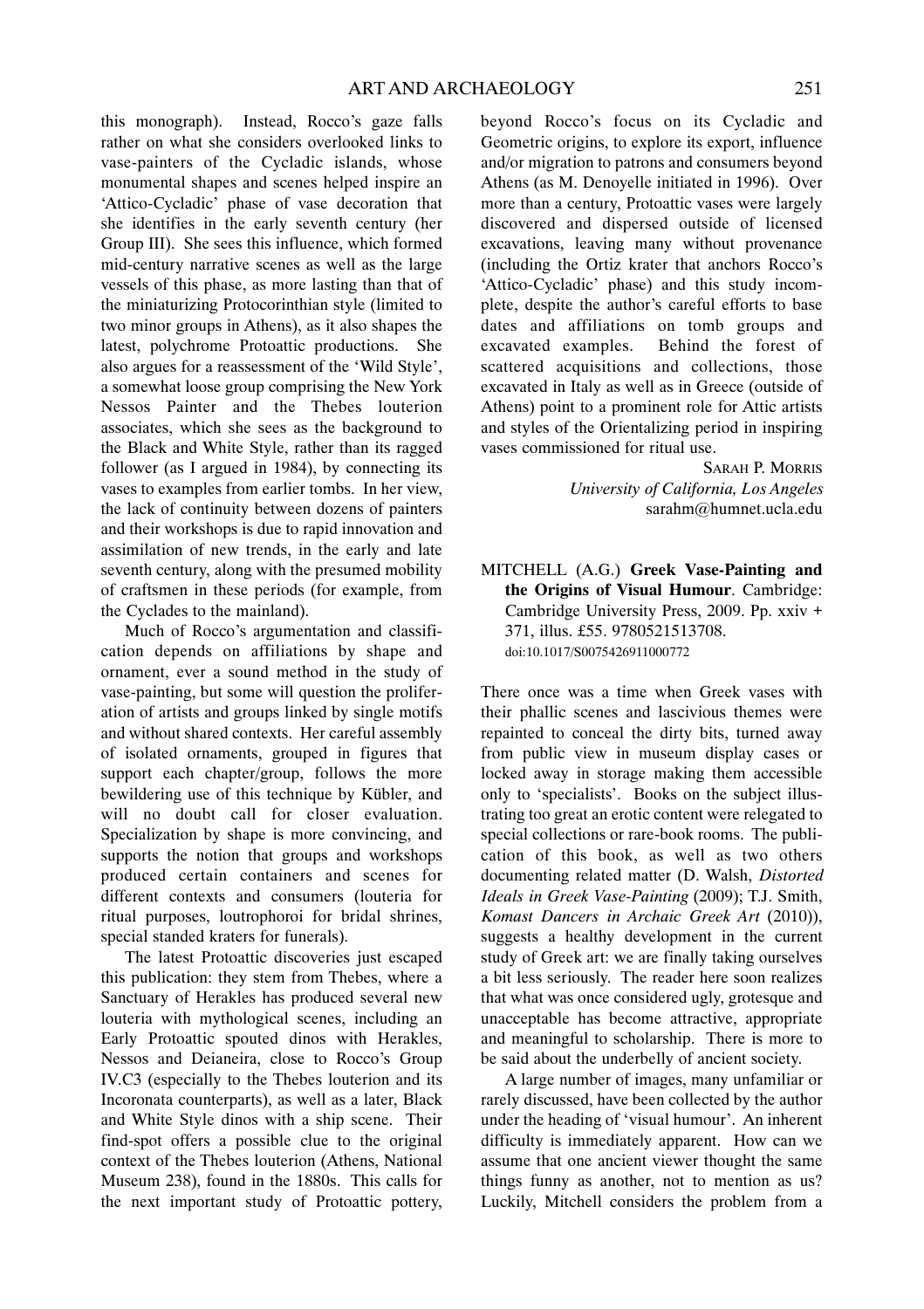this monograph). Instead, Rocco's gaze falls rather on what she considers overlooked links to vase-painters of the Cycladic islands, whose monumental shapes and scenes helped inspire an 'Attico-Cycladic' phase of vase decoration that she identifies in the early seventh century (her Group III). She sees this influence, which formed mid-century narrative scenes as well as the large vessels of this phase, as more lasting than that of the miniaturizing Protocorinthian style (limited to two minor groups in Athens), as it also shapes the latest, polychrome Protoattic productions. She also argues for a reassessment of the 'Wild Style', a somewhat loose group comprising the New York Nessos Painter and the Thebes louterion associates, which she sees as the background to the Black and White Style, rather than its ragged follower (as I argued in 1984), by connecting its vases to examples from earlier tombs. In her view, the lack of continuity between dozens of painters and their workshops is due to rapid innovation and assimilation of new trends, in the early and late seventh century, along with the presumed mobility of craftsmen in these periods (for example, from the Cyclades to the mainland).

Much of Rocco's argumentation and classification depends on affiliations by shape and ornament, ever a sound method in the study of vase-painting, but some will question the proliferation of artists and groups linked by single motifs and without shared contexts. Her careful assembly of isolated ornaments, grouped in figures that support each chapter/group, follows the more bewildering use of this technique by Kübler, and will no doubt call for closer evaluation. Specialization by shape is more convincing, and supports the notion that groups and workshops produced certain containers and scenes for different contexts and consumers (louteria for ritual purposes, loutrophoroi for bridal shrines, special standed kraters for funerals).

The latest Protoattic discoveries just escaped this publication: they stem from Thebes, where a Sanctuary of Herakles has produced several new louteria with mythological scenes, including an Early Protoattic spouted dinos with Herakles, Nessos and Deianeira, close to Rocco's Group IV.C3 (especially to the Thebes louterion and its Incoronata counterparts), as well as a later, Black and White Style dinos with a ship scene. Their find-spot offers a possible clue to the original context of the Thebes louterion (Athens, National Museum 238), found in the 1880s. This calls for the next important study of Protoattic pottery, beyond Rocco's focus on its Cycladic and Geometric origins, to explore its export, influence and/or migration to patrons and consumers beyond Athens (as M. Denoyelle initiated in 1996). Over more than a century, Protoattic vases were largely discovered and dispersed outside of licensed excavations, leaving many without provenance (including the Ortiz krater that anchors Rocco's 'Attico-Cycladic' phase) and this study incomplete, despite the author's careful efforts to base dates and affiliations on tomb groups and excavated examples. Behind the forest of scattered acquisitions and collections, those excavated in Italy as well as in Greece (outside of Athens) point to a prominent role for Attic artists and styles of the Orientalizing period in inspiring vases commissioned for ritual use.

SARAH P. MORRIS
*University of California, Los Angeles*
sarahm@humnet.ucla.edu

MITCHELL (A.G.) **Greek Vase-Painting and the Origins of Visual Humour**. Cambridge: Cambridge University Press, 2009. Pp. xxiv + 371, illus. £55. 9780521513708.
doi:10.1017/S0075426911000772

There once was a time when Greek vases with their phallic scenes and lascivious themes were repainted to conceal the dirty bits, turned away from public view in museum display cases or locked away in storage making them accessible only to 'specialists'. Books on the subject illustrating too great an erotic content were relegated to special collections or rare-book rooms. The publication of this book, as well as two others documenting related matter (D. Walsh, *Distorted Ideals in Greek Vase-Painting* (2009); T.J. Smith, *Komast Dancers in Archaic Greek Art* (2010)), suggests a healthy development in the current study of Greek art: we are finally taking ourselves a bit less seriously. The reader here soon realizes that what was once considered ugly, grotesque and unacceptable has become attractive, appropriate and meaningful to scholarship. There is more to be said about the underbelly of ancient society.

A large number of images, many unfamiliar or rarely discussed, have been collected by the author under the heading of 'visual humour'. An inherent difficulty is immediately apparent. How can we assume that one ancient viewer thought the same things funny as another, not to mention as us? Luckily, Mitchell considers the problem from a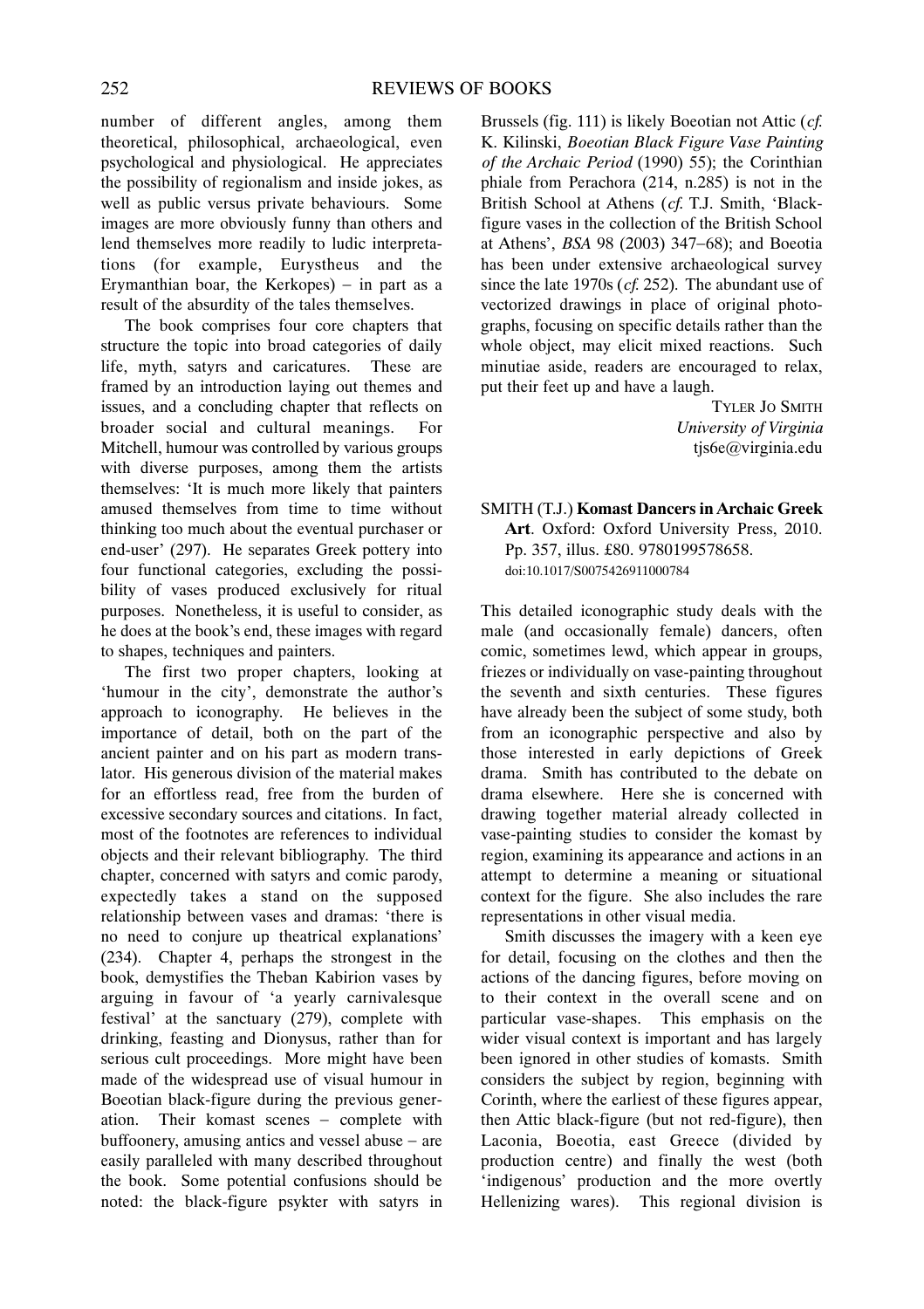number of different angles, among them theoretical, philosophical, archaeological, even psychological and physiological. He appreciates the possibility of regionalism and inside jokes, as well as public versus private behaviours. Some images are more obviously funny than others and lend themselves more readily to ludic interpretations (for example, Eurystheus and the Erymanthian boar, the Kerkopes) – in part as a result of the absurdity of the tales themselves.

The book comprises four core chapters that structure the topic into broad categories of daily life, myth, satyrs and caricatures. These are framed by an introduction laying out themes and issues, and a concluding chapter that reflects on broader social and cultural meanings. For Mitchell, humour was controlled by various groups with diverse purposes, among them the artists themselves: 'It is much more likely that painters amused themselves from time to time without thinking too much about the eventual purchaser or end-user' (297). He separates Greek pottery into four functional categories, excluding the possibility of vases produced exclusively for ritual purposes. Nonetheless, it is useful to consider, as he does at the book's end, these images with regard to shapes, techniques and painters.

The first two proper chapters, looking at 'humour in the city', demonstrate the author's approach to iconography. He believes in the importance of detail, both on the part of the ancient painter and on his part as modern translator. His generous division of the material makes for an effortless read, free from the burden of excessive secondary sources and citations. In fact, most of the footnotes are references to individual objects and their relevant bibliography. The third chapter, concerned with satyrs and comic parody, expectedly takes a stand on the supposed relationship between vases and dramas: 'there is no need to conjure up theatrical explanations' (234). Chapter 4, perhaps the strongest in the book, demystifies the Theban Kabirion vases by arguing in favour of 'a yearly carnivalesque festival' at the sanctuary (279), complete with drinking, feasting and Dionysus, rather than for serious cult proceedings. More might have been made of the widespread use of visual humour in Boeotian black-figure during the previous generation. Their komast scenes – complete with buffoonery, amusing antics and vessel abuse – are easily paralleled with many described throughout the book. Some potential confusions should be noted: the black-figure psykter with satyrs in Brussels (fig. 111) is likely Boeotian not Attic (*cf.* K. Kilinski, *Boeotian Black Figure Vase Painting of the Archaic Period* (1990) 55); the Corinthian phiale from Perachora (214, n.285) is not in the British School at Athens (*cf.* T.J. Smith, 'Black-figure vases in the collection of the British School at Athens', *BSA* 98 (2003) 347–68); and Boeotia has been under extensive archaeological survey since the late 1970s (*cf.* 252). The abundant use of vectorized drawings in place of original photographs, focusing on specific details rather than the whole object, may elicit mixed reactions. Such minutiae aside, readers are encouraged to relax, put their feet up and have a laugh.

Tyler Jo Smith
*University of Virginia*
tjs6e@virginia.edu

SMITH (T.J.) **Komast Dancers in Archaic Greek Art**. Oxford: Oxford University Press, 2010. Pp. 357, illus. £80. 9780199578658.
doi:10.1017/S0075426911000784

This detailed iconographic study deals with the male (and occasionally female) dancers, often comic, sometimes lewd, which appear in groups, friezes or individually on vase-painting throughout the seventh and sixth centuries. These figures have already been the subject of some study, both from an iconographic perspective and also by those interested in early depictions of Greek drama. Smith has contributed to the debate on drama elsewhere. Here she is concerned with drawing together material already collected in vase-painting studies to consider the komast by region, examining its appearance and actions in an attempt to determine a meaning or situational context for the figure. She also includes the rare representations in other visual media.

Smith discusses the imagery with a keen eye for detail, focusing on the clothes and then the actions of the dancing figures, before moving on to their context in the overall scene and on particular vase-shapes. This emphasis on the wider visual context is important and has largely been ignored in other studies of komasts. Smith considers the subject by region, beginning with Corinth, where the earliest of these figures appear, then Attic black-figure (but not red-figure), then Laconia, Boeotia, east Greece (divided by production centre) and finally the west (both 'indigenous' production and the more overtly Hellenizing wares). This regional division is